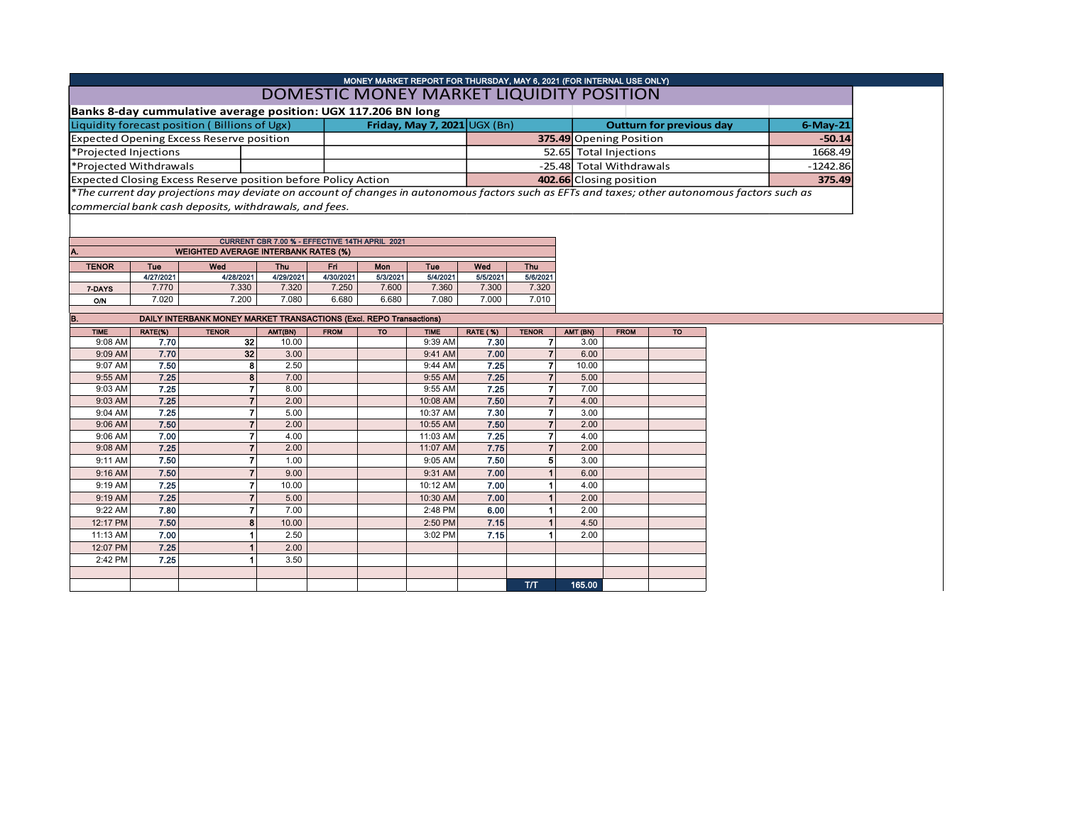MONEY MARKET REPORT FOR THURSDAY, MAY 6, 2021 (FOR INTERNAL USE ONLY)

# DOMESTIC MONEY MARKET LIQUIDITY POSITION

**Banks 8-day cummulative average position: UGX 117.206 BN long**

| Liquidity forecast position ( Billions of Ugx) | **Friday, May 7, 2021** UGX (Bn) | **Outturn for previous day** | **6-May-21** |
|---|---|---|---|
| Expected Opening Excess Reserve position | **375.49** | Opening Position | **-50.14** |
| *Projected Injections | 52.65 | Total Injections | 1668.49 |
| *Projected Withdrawals | -25.48 | Total Withdrawals | -1242.86 |
| Expected Closing Excess Reserve position before Policy Action | **402.66** | Closing position | **375.49** |

*The current day projections may deviate on account of changes in autonomous factors such as EFTs and taxes; other autonomous factors such as commercial bank cash deposits, withdrawals, and fees.

CURRENT CBR 7.00 % - EFFECTIVE 14TH APRIL 2021

**A. WEIGHTED AVERAGE INTERBANK RATES (%)**

| TENOR | Tue | Wed | Thu | Fri | Mon | Tue | Wed | Thu |
|---|---|---|---|---|---|---|---|---|
| | 4/27/2021 | 4/28/2021 | 4/29/2021 | 4/30/2021 | 5/3/2021 | 5/4/2021 | 5/5/2021 | 5/6/2021 |
| 7-DAYS | 7.770 | 7.330 | 7.320 | 7.250 | 7.600 | 7.360 | 7.300 | 7.320 |
| O/N | 7.020 | 7.200 | 7.080 | 6.680 | 6.680 | 7.080 | 7.000 | 7.010 |

**B. DAILY INTERBANK MONEY MARKET TRANSACTIONS (Excl. REPO Transactions)**

| TIME | RATE(%) | TENOR | AMT(BN) | FROM | TO | TIME | RATE (%) | TENOR | AMT (BN) | FROM | TO |
|---|---|---|---|---|---|---|---|---|---|---|---|
| 9:08 AM | 7.70 | 32 | 10.00 | | | 9:39 AM | 7.30 | 7 | 3.00 | | |
| 9:09 AM | 7.70 | 32 | 3.00 | | | 9:41 AM | 7.00 | 7 | 6.00 | | |
| 9:07 AM | 7.50 | 8 | 2.50 | | | 9:44 AM | 7.25 | 7 | 10.00 | | |
| 9:55 AM | 7.25 | 8 | 7.00 | | | 9:55 AM | 7.25 | 7 | 5.00 | | |
| 9:03 AM | 7.25 | 7 | 8.00 | | | 9:55 AM | 7.25 | 7 | 7.00 | | |
| 9:03 AM | 7.25 | 7 | 2.00 | | | 10:08 AM | 7.50 | 7 | 4.00 | | |
| 9:04 AM | 7.25 | 7 | 5.00 | | | 10:37 AM | 7.30 | 7 | 3.00 | | |
| 9:06 AM | 7.50 | 7 | 2.00 | | | 10:55 AM | 7.50 | 7 | 2.00 | | |
| 9:06 AM | 7.00 | 7 | 4.00 | | | 11:03 AM | 7.25 | 7 | 4.00 | | |
| 9:08 AM | 7.25 | 7 | 2.00 | | | 11:07 AM | 7.75 | 7 | 2.00 | | |
| 9:11 AM | 7.50 | 7 | 1.00 | | | 9:05 AM | 7.50 | 5 | 3.00 | | |
| 9:16 AM | 7.50 | 7 | 9.00 | | | 9:31 AM | 7.00 | 1 | 6.00 | | |
| 9:19 AM | 7.25 | 7 | 10.00 | | | 10:12 AM | 7.00 | 1 | 4.00 | | |
| 9:19 AM | 7.25 | 7 | 5.00 | | | 10:30 AM | 7.00 | 1 | 2.00 | | |
| 9:22 AM | 7.80 | 7 | 7.00 | | | 2:48 PM | 6.00 | 1 | 2.00 | | |
| 12:17 PM | 7.50 | 8 | 10.00 | | | 2:50 PM | 7.15 | 1 | 4.50 | | |
| 11:13 AM | 7.00 | 1 | 2.50 | | | 3:02 PM | 7.15 | 1 | 2.00 | | |
| 12:07 PM | 7.25 | 1 | 2.00 | | | | | | | | |
| 2:42 PM | 7.25 | 1 | 3.50 | | | | | | | | |
| | | | | | | | | | | | |
| | | | | | | | | T/T | 165.00 | | |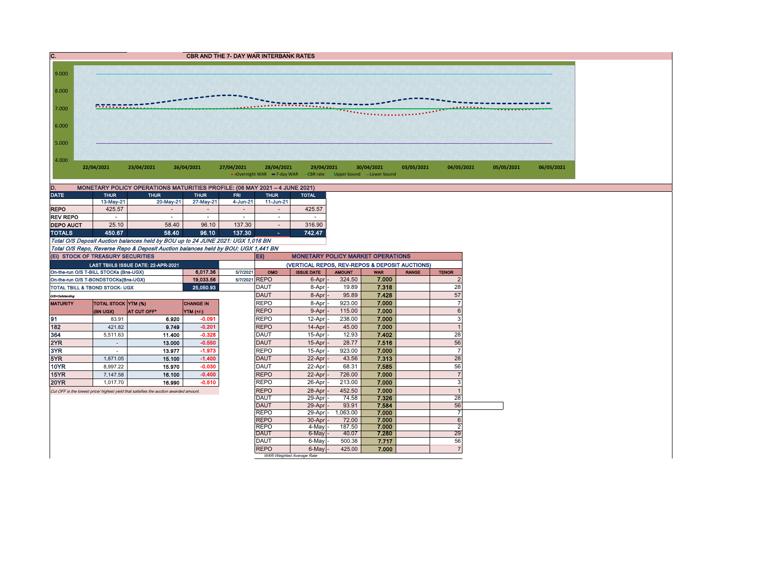## C. CBR AND THE 7- DAY WAR INTERBANK RATES

9.000
8.000
7.000
6.000
5.000
4.000

22/04/2021 23/04/2021 26/04/2021 27/04/2021 28/04/2021 29/04/2021 30/04/2021 03/05/2021 04/05/2021 05/05/2021 06/05/2021

Overnight WAR — 7-day WAR — CBR rate — Upper bound — Lower bound

## D. MONETARY POLICY OPERATIONS MATURITIES PROFILE: (06 MAY 2021 – 4 JUNE 2021)

| DATE | THUR | THUR | THUR | FRI | THUR | TOTAL |
|---|---|---|---|---|---|---|
| | 13-May-21 | 20-May-21 | 27-May-21 | 4-Jun-21 | 11-Jun-21 | |
| REPO | 425.57 | - | - | - | - | 425.57 |
| REV REPO | - | - | - | - | - | - |
| DEPO AUCT | 25.10 | 58.40 | 96.10 | 137.30 | - | 316.90 |
| TOTALS | 450.67 | 58.40 | 96.10 | 137.30 | - | 742.47 |

*Total O/S Deposit Auction balances held by BOU up to 24 JUNE 2021: UGX 1,016 BN*

*Total O/S Repo, Reverse Repo & Deposit Auction balances held by BOU: UGX 1,441 BN*

## (Ei) STOCK OF TREASURY SECURITIES

| LAST TBIILS ISSUE DATE: 22-APR-2021 | | |
|---|---|---|
| On-the-run O/S T-BILL STOCKs (Bns-UGX) | 6,017.36 | 5/7/2021 |
| On-the-run O/S T-BONDSTOCKs(Bns-UGX) | 19,033.56 | 5/7/2021 |
| TOTAL TBILL & TBOND STOCK- UGX | 25,050.93 | |

*O/S=Outstanding*

| MATURITY | TOTAL STOCK (BN UGX) | YTM (%) AT CUT OFF* | CHANGE IN YTM (+/-) |
|---|---|---|---|
| 91 | 83.91 | 6.920 | -0.091 |
| 182 | 421.82 | 9.749 | -0.201 |
| 364 | 5,511.63 | 11.400 | -0.328 |
| 2YR | - | 13.000 | -0.550 |
| 3YR | - | 13.977 | -1.973 |
| 5YR | 1,871.05 | 15.100 | -1.400 |
| 10YR | 8,997.22 | 15.970 | -0.030 |
| 15YR | 7,147.58 | 16.100 | -0.400 |
| 20YR | 1,017.70 | 16.990 | -0.510 |

*Cut OFF is the lowest price/ highest yield that satisfies the auction awarded amount.*

## Eii) MONETARY POLICY MARKET OPERATIONS

(VERTICAL REPOS, REV-REPOS & DEPOSIT AUCTIONS)

| OMO | ISSUE DATE | AMOUNT | WAR | RANGE | TENOR |
|---|---|---|---|---|---|
| REPO | 6-Apr | 324.50 | 7.000 | | 2 |
| DAUT | 8-Apr | 19.89 | 7.318 | | 28 |
| DAUT | 8-Apr | 95.89 | 7.428 | | 57 |
| REPO | 8-Apr | 923.00 | 7.000 | | 7 |
| REPO | 9-Apr | 115.00 | 7.000 | | 6 |
| REPO | 12-Apr | 238.00 | 7.000 | | 3 |
| REPO | 14-Apr | 45.00 | 7.000 | | 1 |
| DAUT | 15-Apr | 12.93 | 7.402 | | 28 |
| DAUT | 15-Apr | 28.77 | 7.516 | | 56 |
| REPO | 15-Apr | 923.00 | 7.000 | | 7 |
| DAUT | 22-Apr | 43.56 | 7.313 | | 28 |
| DAUT | 22-Apr | 68.31 | 7.585 | | 56 |
| REPO | 22-Apr | 726.00 | 7.000 | | 7 |
| REPO | 26-Apr | 213.00 | 7.000 | | 3 |
| REPO | 28-Apr | 452.50 | 7.000 | | 1 |
| DAUT | 29-Apr | 74.58 | 7.326 | | 28 |
| DAUT | 29-Apr | 93.91 | 7.584 | | 56 |
| REPO | 29-Apr | 1,063.00 | 7.000 | | 7 |
| REPO | 30-Apr | 72.00 | 7.000 | | 6 |
| REPO | 4-May | 187.50 | 7.000 | | 2 |
| DAUT | 6-May | 40.07 | 7.280 | | 29 |
| DAUT | 6-May | 500.38 | 7.717 | | 56 |
| REPO | 6-May | 425.00 | 7.000 | | 7 |

*WAR-Weighted Average Rate*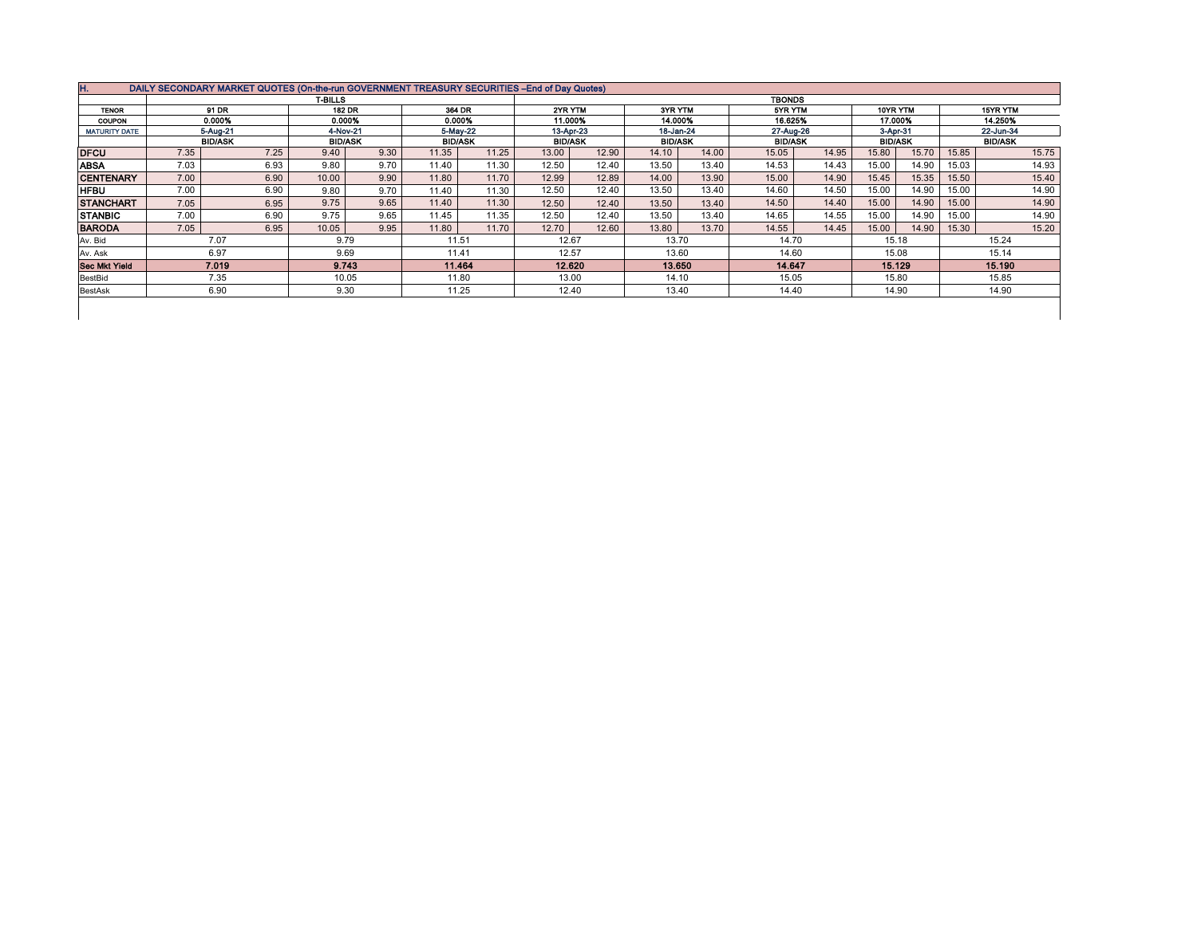## H. DAILY SECONDARY MARKET QUOTES (On-the-run GOVERNMENT TREASURY SECURITIES –End of Day Quotes)

| | T-BILLS | | | | | | TBONDS | | | | | | | | | |
|---|---|---|---|---|---|---|---|---|---|---|---|---|---|---|---|---|
| TENOR | 91 DR | | 182 DR | | 364 DR | | 2YR YTM | | 3YR YTM | | 5YR YTM | | 10YR YTM | | 15YR YTM | |
| COUPON | 0.000% | | 0.000% | | 0.000% | | 11.000% | | 14.000% | | 16.625% | | 17.000% | | 14.250% | |
| MATURITY DATE | 5-Aug-21 | | 4-Nov-21 | | 5-May-22 | | 13-Apr-23 | | 18-Jan-24 | | 27-Aug-26 | | 3-Apr-31 | | 22-Jun-34 | |
| | BID/ASK | | BID/ASK | | BID/ASK | | BID/ASK | | BID/ASK | | BID/ASK | | BID/ASK | | BID/ASK | |
| **DFCU** | 7.35 | 7.25 | 9.40 | 9.30 | 11.35 | 11.25 | 13.00 | 12.90 | 14.10 | 14.00 | 15.05 | 14.95 | 15.80 | 15.70 | 15.85 | 15.75 |
| **ABSA** | 7.03 | 6.93 | 9.80 | 9.70 | 11.40 | 11.30 | 12.50 | 12.40 | 13.50 | 13.40 | 14.53 | 14.43 | 15.00 | 14.90 | 15.03 | 14.93 |
| **CENTENARY** | 7.00 | 6.90 | 10.00 | 9.90 | 11.80 | 11.70 | 12.99 | 12.89 | 14.00 | 13.90 | 15.00 | 14.90 | 15.45 | 15.35 | 15.50 | 15.40 |
| **HFBU** | 7.00 | 6.90 | 9.80 | 9.70 | 11.40 | 11.30 | 12.50 | 12.40 | 13.50 | 13.40 | 14.60 | 14.50 | 15.00 | 14.90 | 15.00 | 14.90 |
| **STANCHART** | 7.05 | 6.95 | 9.75 | 9.65 | 11.40 | 11.30 | 12.50 | 12.40 | 13.50 | 13.40 | 14.50 | 14.40 | 15.00 | 14.90 | 15.00 | 14.90 |
| **STANBIC** | 7.00 | 6.90 | 9.75 | 9.65 | 11.45 | 11.35 | 12.50 | 12.40 | 13.50 | 13.40 | 14.65 | 14.55 | 15.00 | 14.90 | 15.00 | 14.90 |
| **BARODA** | 7.05 | 6.95 | 10.05 | 9.95 | 11.80 | 11.70 | 12.70 | 12.60 | 13.80 | 13.70 | 14.55 | 14.45 | 15.00 | 14.90 | 15.30 | 15.20 |
| Av. Bid | 7.07 | | 9.79 | | 11.51 | | 12.67 | | 13.70 | | 14.70 | | 15.18 | | 15.24 | |
| Av. Ask | 6.97 | | 9.69 | | 11.41 | | 12.57 | | 13.60 | | 14.60 | | 15.08 | | 15.14 | |
| **Sec Mkt Yield** | **7.019** | | **9.743** | | **11.464** | | **12.620** | | **13.650** | | **14.647** | | **15.129** | | **15.190** | |
| BestBid | 7.35 | | 10.05 | | 11.80 | | 13.00 | | 14.10 | | 15.05 | | 15.80 | | 15.85 | |
| BestAsk | 6.90 | | 9.30 | | 11.25 | | 12.40 | | 13.40 | | 14.40 | | 14.90 | | 14.90 | |